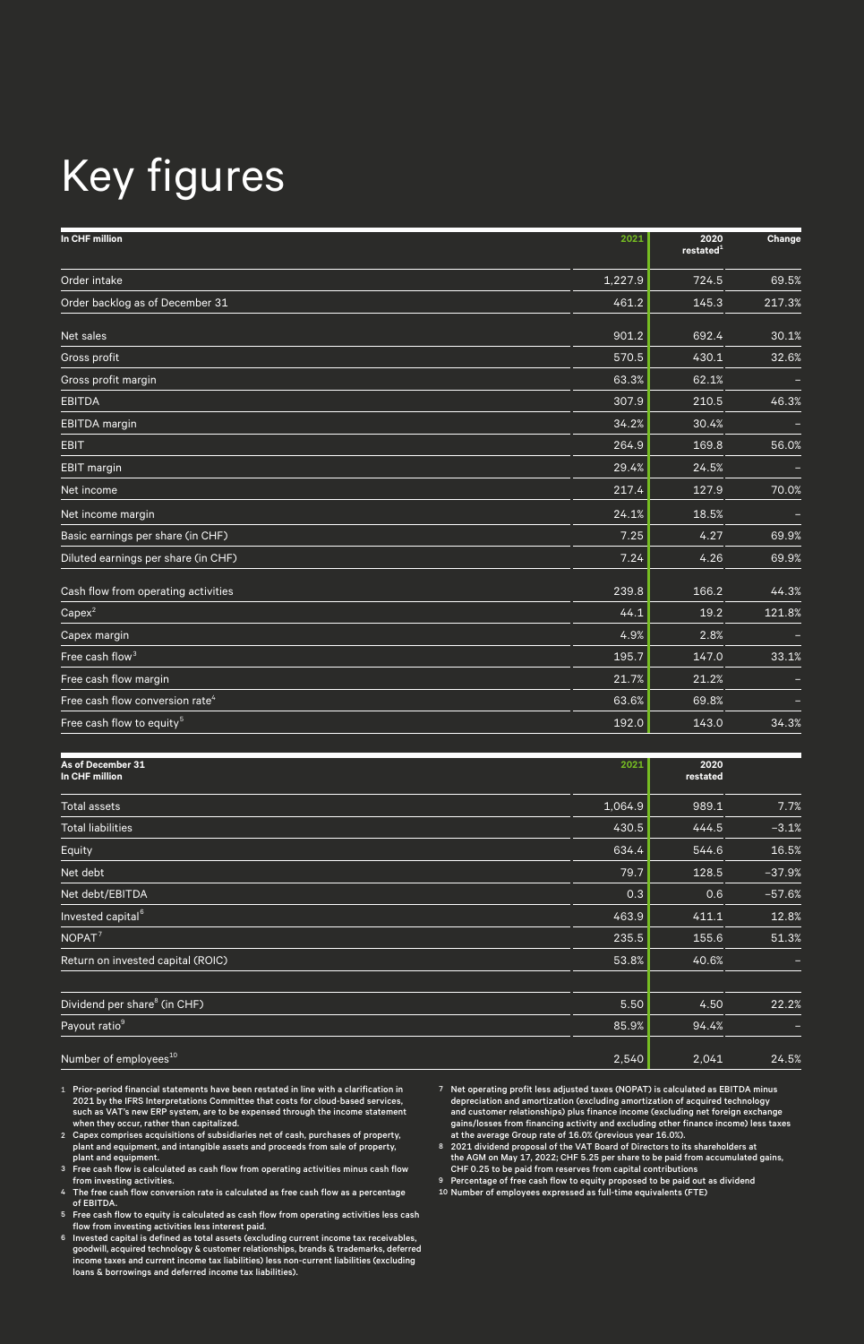# Key figures

| In CHF million | 2021 | 2020 restated[1] | Change |
|---|---|---|---|
| Order intake | 1,227.9 | 724.5 | 69.5% |
| Order backlog as of December 31 | 461.2 | 145.3 | 217.3% |
| Net sales | 901.2 | 692.4 | 30.1% |
| Gross profit | 570.5 | 430.1 | 32.6% |
| Gross profit margin | 63.3% | 62.1% | – |
| EBITDA | 307.9 | 210.5 | 46.3% |
| EBITDA margin | 34.2% | 30.4% | – |
| EBIT | 264.9 | 169.8 | 56.0% |
| EBIT margin | 29.4% | 24.5% | – |
| Net income | 217.4 | 127.9 | 70.0% |
| Net income margin | 24.1% | 18.5% | – |
| Basic earnings per share (in CHF) | 7.25 | 4.27 | 69.9% |
| Diluted earnings per share (in CHF) | 7.24 | 4.26 | 69.9% |
| Cash flow from operating activities | 239.8 | 166.2 | 44.3% |
| Capex[2] | 44.1 | 19.2 | 121.8% |
| Capex margin | 4.9% | 2.8% | – |
| Free cash flow[3] | 195.7 | 147.0 | 33.1% |
| Free cash flow margin | 21.7% | 21.2% | – |
| Free cash flow conversion rate[4] | 63.6% | 69.8% | – |
| Free cash flow to equity[5] | 192.0 | 143.0 | 34.3% |

| As of December 31 In CHF million | 2021 | 2020 restated | |
|---|---|---|---|
| Total assets | 1,064.9 | 989.1 | 7.7% |
| Total liabilities | 430.5 | 444.5 | –3.1% |
| Equity | 634.4 | 544.6 | 16.5% |
| Net debt | 79.7 | 128.5 | –37.9% |
| Net debt/EBITDA | 0.3 | 0.6 | –57.6% |
| Invested capital[6] | 463.9 | 411.1 | 12.8% |
| NOPAT[7] | 235.5 | 155.6 | 51.3% |
| Return on invested capital (ROIC) | 53.8% | 40.6% | – |
| Dividend per share[8] (in CHF) | 5.50 | 4.50 | 22.2% |
| Payout ratio[9] | 85.9% | 94.4% | – |
| Number of employees[10] | 2,540 | 2,041 | 24.5% |

1 Prior-period financial statements have been restated in line with a clarification in 2021 by the IFRS Interpretations Committee that costs for cloud-based services, such as VAT's new ERP system, are to be expensed through the income statement when they occur, rather than capitalized.
2 Capex comprises acquisitions of subsidiaries net of cash, purchases of property, plant and equipment, and intangible assets and proceeds from sale of property, plant and equipment.
3 Free cash flow is calculated as cash flow from operating activities minus cash flow from investing activities.
4 The free cash flow conversion rate is calculated as free cash flow as a percentage of EBITDA.
5 Free cash flow to equity is calculated as cash flow from operating activities less cash flow from investing activities less interest paid.
6 Invested capital is defined as total assets (excluding current income tax receivables, goodwill, acquired technology & customer relationships, brands & trademarks, deferred income taxes and current income tax liabilities) less non-current liabilities (excluding loans & borrowings and deferred income tax liabilities).
7 Net operating profit less adjusted taxes (NOPAT) is calculated as EBITDA minus depreciation and amortization (excluding amortization of acquired technology and customer relationships) plus finance income (excluding net foreign exchange gains/losses from financing activity and excluding other finance income) less taxes at the average Group rate of 16.0% (previous year 16.0%).
8 2021 dividend proposal of the VAT Board of Directors to its shareholders at the AGM on May 17, 2022; CHF 5.25 per share to be paid from accumulated gains, CHF 0.25 to be paid from reserves from capital contributions
9 Percentage of free cash flow to equity proposed to be paid out as dividend
10 Number of employees expressed as full-time equivalents (FTE)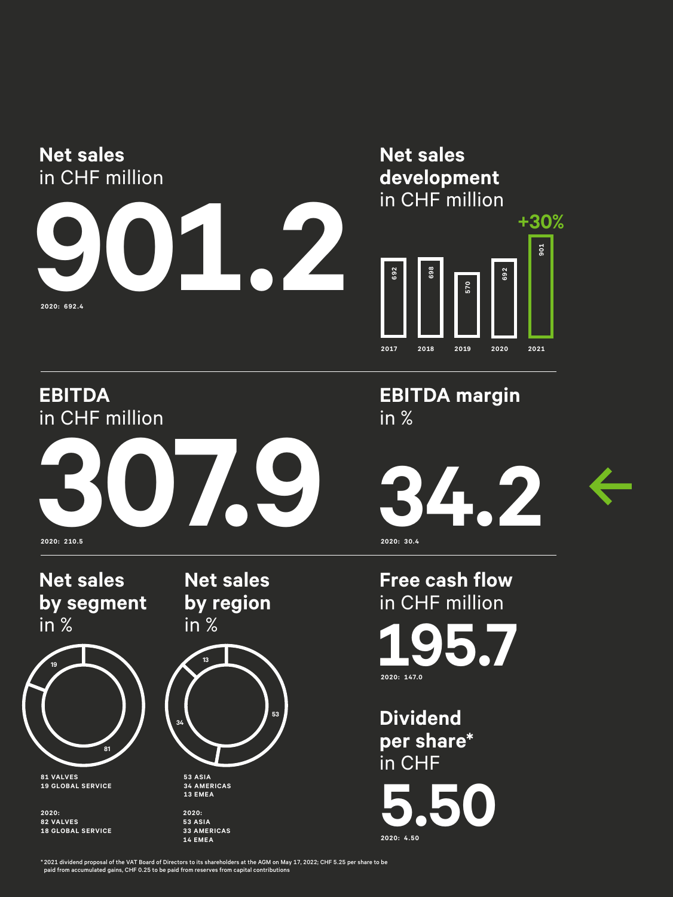## Net sales
in CHF million

# 901.2

2020: 692.4

## Net sales development
in CHF million

+30%

692
698
570
692
901

2017
2018
2019
2020
2021

## EBITDA
in CHF million

# 307.9

2020: 210.5

## EBITDA margin
in %

# 34.2

2020: 30.4

## Net sales by segment
in %

19
81

81 VALVES
19 GLOBAL SERVICE

2020:
82 VALVES
18 GLOBAL SERVICE

## Net sales by region
in %

13
53
34

53 ASIA
34 AMERICAS
13 EMEA

2020:
53 ASIA
33 AMERICAS
14 EMEA

## Free cash flow
in CHF million

# 195.7

2020: 147.0

## Dividend per share*
in CHF

# 5.50

2020: 4.50

* 2021 dividend proposal of the VAT Board of Directors to its shareholders at the AGM on May 17, 2022; CHF 5.25 per share to be paid from accumulated gains, CHF 0.25 to be paid from reserves from capital contributions